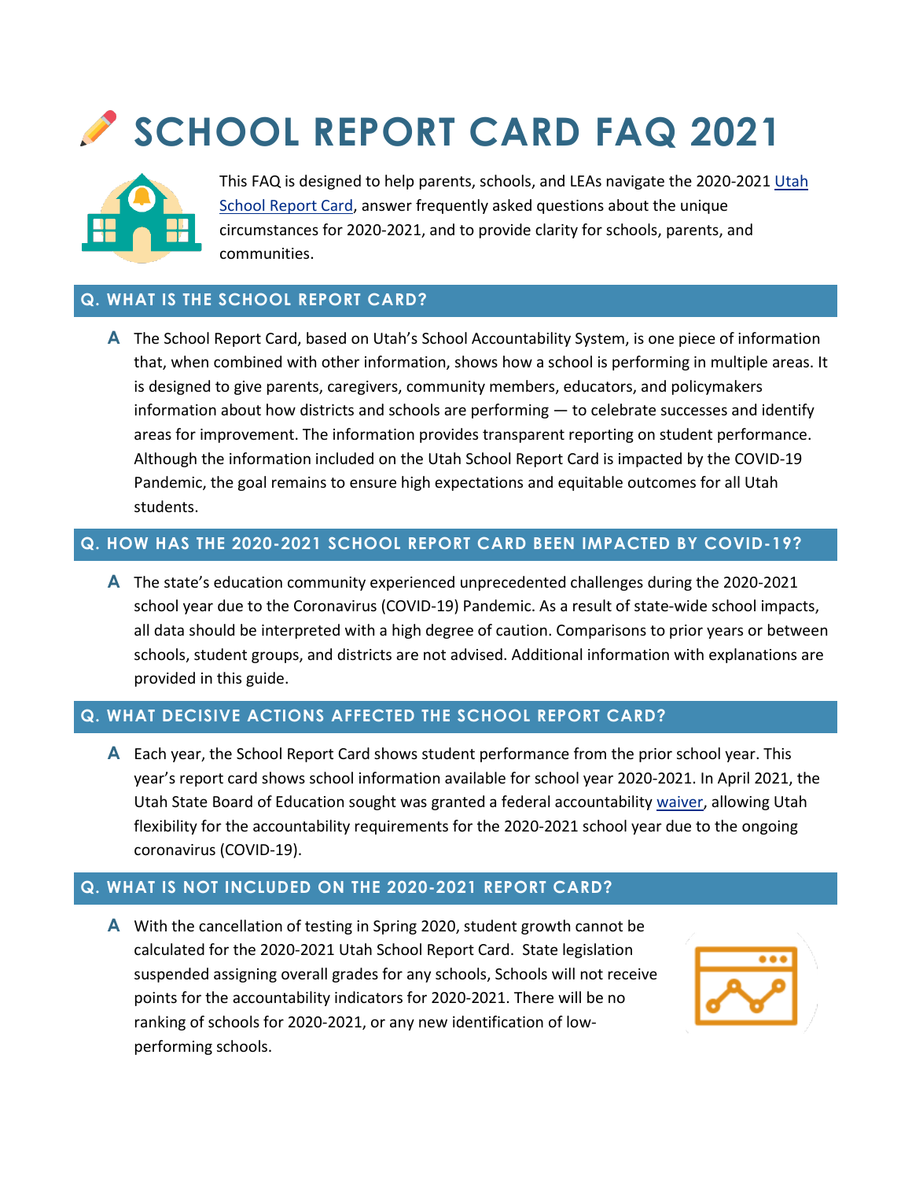# SCHOOL REPORT CARD FAQ 2021

This FAQ is designed to help parents, schools, and LEAs navigate the 2020-2021 Utah School Report Card, answer frequently asked questions about the unique circumstances for 2020-2021, and to provide clarity for schools, parents, and communities.

## Q. WHAT IS THE SCHOOL REPORT CARD?

**A** The School Report Card, based on Utah's School Accountability System, is one piece of information that, when combined with other information, shows how a school is performing in multiple areas. It is designed to give parents, caregivers, community members, educators, and policymakers information about how districts and schools are performing — to celebrate successes and identify areas for improvement. The information provides transparent reporting on student performance. Although the information included on the Utah School Report Card is impacted by the COVID-19 Pandemic, the goal remains to ensure high expectations and equitable outcomes for all Utah students.

## Q. HOW HAS THE 2020-2021 SCHOOL REPORT CARD BEEN IMPACTED BY COVID-19?

**A** The state's education community experienced unprecedented challenges during the 2020-2021 school year due to the Coronavirus (COVID-19) Pandemic. As a result of state-wide school impacts, all data should be interpreted with a high degree of caution. Comparisons to prior years or between schools, student groups, and districts are not advised. Additional information with explanations are provided in this guide.

## Q. WHAT DECISIVE ACTIONS AFFECTED THE SCHOOL REPORT CARD?

**A** Each year, the School Report Card shows student performance from the prior school year. This year's report card shows school information available for school year 2020-2021. In April 2021, the Utah State Board of Education sought was granted a federal accountability waiver, allowing Utah flexibility for the accountability requirements for the 2020-2021 school year due to the ongoing coronavirus (COVID-19).

## Q. WHAT IS NOT INCLUDED ON THE 2020-2021 REPORT CARD?

**A** With the cancellation of testing in Spring 2020, student growth cannot be calculated for the 2020-2021 Utah School Report Card. State legislation suspended assigning overall grades for any schools, Schools will not receive points for the accountability indicators for 2020-2021. There will be no ranking of schools for 2020-2021, or any new identification of low-performing schools.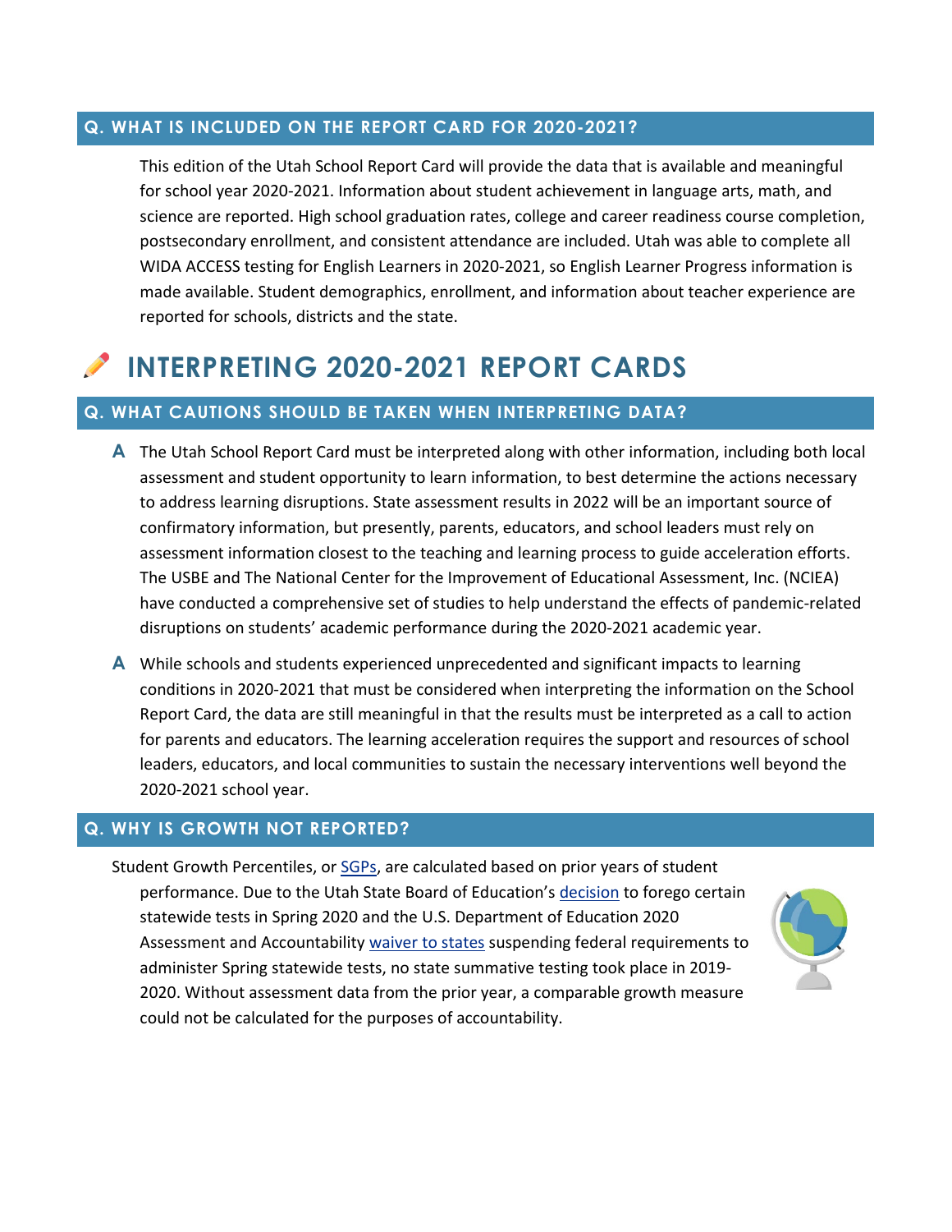### Q. WHAT IS INCLUDED ON THE REPORT CARD FOR 2020-2021?

This edition of the Utah School Report Card will provide the data that is available and meaningful for school year 2020-2021. Information about student achievement in language arts, math, and science are reported. High school graduation rates, college and career readiness course completion, postsecondary enrollment, and consistent attendance are included. Utah was able to complete all WIDA ACCESS testing for English Learners in 2020-2021, so English Learner Progress information is made available. Student demographics, enrollment, and information about teacher experience are reported for schools, districts and the state.

## INTERPRETING 2020-2021 REPORT CARDS

### Q. WHAT CAUTIONS SHOULD BE TAKEN WHEN INTERPRETING DATA?

**A** The Utah School Report Card must be interpreted along with other information, including both local assessment and student opportunity to learn information, to best determine the actions necessary to address learning disruptions. State assessment results in 2022 will be an important source of confirmatory information, but presently, parents, educators, and school leaders must rely on assessment information closest to the teaching and learning process to guide acceleration efforts. The USBE and The National Center for the Improvement of Educational Assessment, Inc. (NCIEA) have conducted a comprehensive set of studies to help understand the effects of pandemic-related disruptions on students' academic performance during the 2020-2021 academic year.

**A** While schools and students experienced unprecedented and significant impacts to learning conditions in 2020-2021 that must be considered when interpreting the information on the School Report Card, the data are still meaningful in that the results must be interpreted as a call to action for parents and educators. The learning acceleration requires the support and resources of school leaders, educators, and local communities to sustain the necessary interventions well beyond the 2020-2021 school year.

### Q. WHY IS GROWTH NOT REPORTED?

Student Growth Percentiles, or SGPs, are calculated based on prior years of student performance. Due to the Utah State Board of Education's decision to forego certain statewide tests in Spring 2020 and the U.S. Department of Education 2020 Assessment and Accountability waiver to states suspending federal requirements to administer Spring statewide tests, no state summative testing took place in 2019-2020. Without assessment data from the prior year, a comparable growth measure could not be calculated for the purposes of accountability.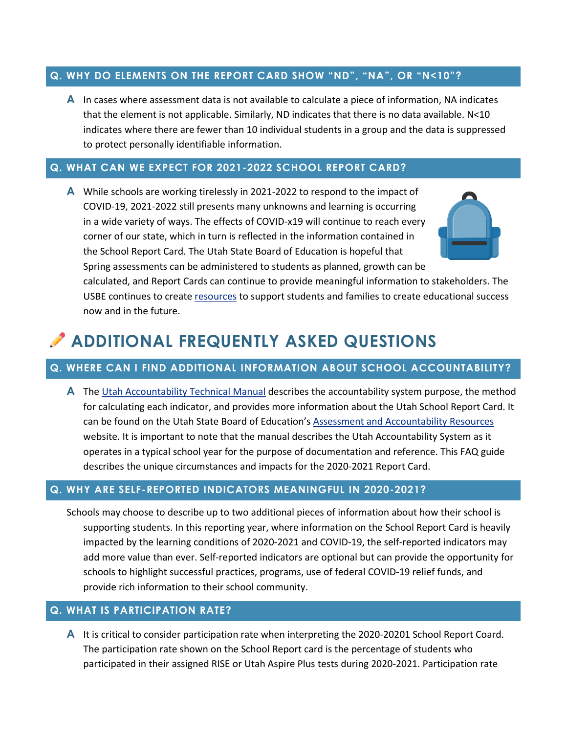### Q. WHY DO ELEMENTS ON THE REPORT CARD SHOW "ND", "NA", OR "N<10"?

**A** In cases where assessment data is not available to calculate a piece of information, NA indicates that the element is not applicable. Similarly, ND indicates that there is no data available. N<10 indicates where there are fewer than 10 individual students in a group and the data is suppressed to protect personally identifiable information.

### Q. WHAT CAN WE EXPECT FOR 2021-2022 SCHOOL REPORT CARD?

**A** While schools are working tirelessly in 2021-2022 to respond to the impact of COVID-19, 2021-2022 still presents many unknowns and learning is occurring in a wide variety of ways. The effects of COVID-x19 will continue to reach every corner of our state, which in turn is reflected in the information contained in the School Report Card. The Utah State Board of Education is hopeful that Spring assessments can be administered to students as planned, growth can be calculated, and Report Cards can continue to provide meaningful information to stakeholders. The USBE continues to create resources to support students and families to create educational success now and in the future.

## ADDITIONAL FREQUENTLY ASKED QUESTIONS

### Q. WHERE CAN I FIND ADDITIONAL INFORMATION ABOUT SCHOOL ACCOUNTABILITY?

**A** The Utah Accountability Technical Manual describes the accountability system purpose, the method for calculating each indicator, and provides more information about the Utah School Report Card. It can be found on the Utah State Board of Education's Assessment and Accountability Resources website. It is important to note that the manual describes the Utah Accountability System as it operates in a typical school year for the purpose of documentation and reference. This FAQ guide describes the unique circumstances and impacts for the 2020-2021 Report Card.

### Q. WHY ARE SELF-REPORTED INDICATORS MEANINGFUL IN 2020-2021?

Schools may choose to describe up to two additional pieces of information about how their school is supporting students. In this reporting year, where information on the School Report Card is heavily impacted by the learning conditions of 2020-2021 and COVID-19, the self-reported indicators may add more value than ever. Self-reported indicators are optional but can provide the opportunity for schools to highlight successful practices, programs, use of federal COVID-19 relief funds, and provide rich information to their school community.

### Q. WHAT IS PARTICIPATION RATE?

**A** It is critical to consider participation rate when interpreting the 2020-20201 School Report Coard. The participation rate shown on the School Report card is the percentage of students who participated in their assigned RISE or Utah Aspire Plus tests during 2020-2021. Participation rate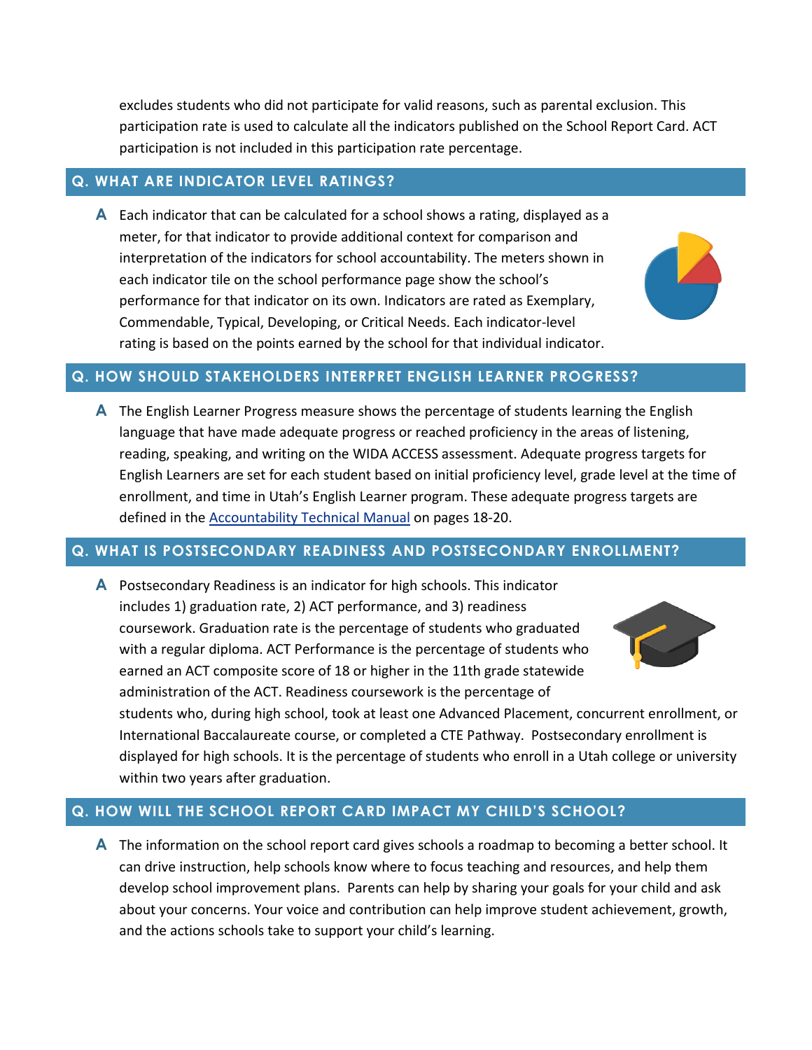excludes students who did not participate for valid reasons, such as parental exclusion. This participation rate is used to calculate all the indicators published on the School Report Card. ACT participation is not included in this participation rate percentage.

## Q. WHAT ARE INDICATOR LEVEL RATINGS?

**A** Each indicator that can be calculated for a school shows a rating, displayed as a meter, for that indicator to provide additional context for comparison and interpretation of the indicators for school accountability. The meters shown in each indicator tile on the school performance page show the school's performance for that indicator on its own. Indicators are rated as Exemplary, Commendable, Typical, Developing, or Critical Needs. Each indicator-level rating is based on the points earned by the school for that individual indicator.

## Q. HOW SHOULD STAKEHOLDERS INTERPRET ENGLISH LEARNER PROGRESS?

**A** The English Learner Progress measure shows the percentage of students learning the English language that have made adequate progress or reached proficiency in the areas of listening, reading, speaking, and writing on the WIDA ACCESS assessment. Adequate progress targets for English Learners are set for each student based on initial proficiency level, grade level at the time of enrollment, and time in Utah's English Learner program. These adequate progress targets are defined in the Accountability Technical Manual on pages 18-20.

## Q. WHAT IS POSTSECONDARY READINESS AND POSTSECONDARY ENROLLMENT?

**A** Postsecondary Readiness is an indicator for high schools. This indicator includes 1) graduation rate, 2) ACT performance, and 3) readiness coursework. Graduation rate is the percentage of students who graduated with a regular diploma. ACT Performance is the percentage of students who earned an ACT composite score of 18 or higher in the 11th grade statewide administration of the ACT. Readiness coursework is the percentage of students who, during high school, took at least one Advanced Placement, concurrent enrollment, or International Baccalaureate course, or completed a CTE Pathway. Postsecondary enrollment is displayed for high schools. It is the percentage of students who enroll in a Utah college or university within two years after graduation.

## Q. HOW WILL THE SCHOOL REPORT CARD IMPACT MY CHILD'S SCHOOL?

**A** The information on the school report card gives schools a roadmap to becoming a better school. It can drive instruction, help schools know where to focus teaching and resources, and help them develop school improvement plans. Parents can help by sharing your goals for your child and ask about your concerns. Your voice and contribution can help improve student achievement, growth, and the actions schools take to support your child's learning.